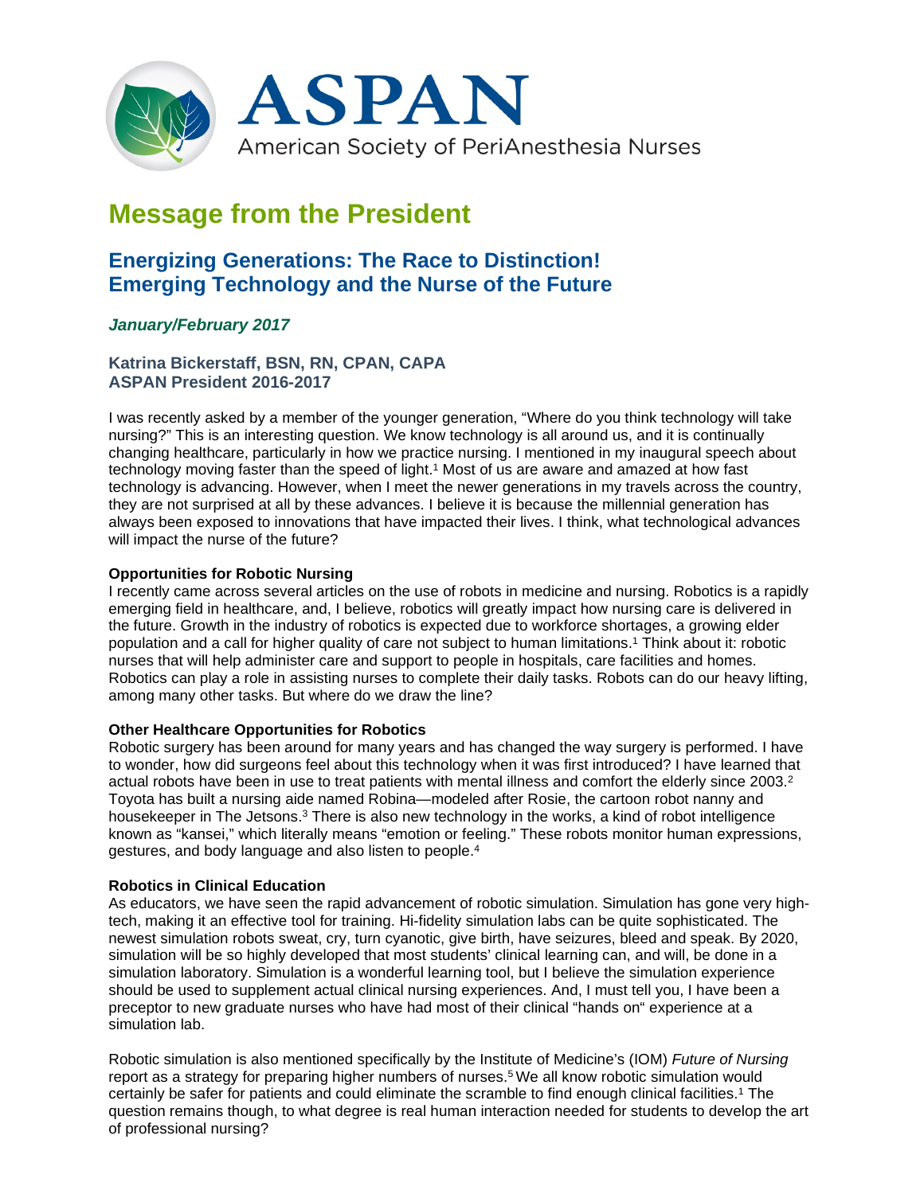ASPAN

American Society of PeriAnesthesia Nurses

# Message from the President

## Energizing Generations: The Race to Distinction!
## Emerging Technology and the Nurse of the Future

***January/February 2017***

**Katrina Bickerstaff, BSN, RN, CPAN, CAPA**
**ASPAN President 2016-2017**

I was recently asked by a member of the younger generation, "Where do you think technology will take nursing?" This is an interesting question. We know technology is all around us, and it is continually changing healthcare, particularly in how we practice nursing. I mentioned in my inaugural speech about technology moving faster than the speed of light.[1] Most of us are aware and amazed at how fast technology is advancing. However, when I meet the newer generations in my travels across the country, they are not surprised at all by these advances. I believe it is because the millennial generation has always been exposed to innovations that have impacted their lives. I think, what technological advances will impact the nurse of the future?

**Opportunities for Robotic Nursing**

I recently came across several articles on the use of robots in medicine and nursing. Robotics is a rapidly emerging field in healthcare, and, I believe, robotics will greatly impact how nursing care is delivered in the future. Growth in the industry of robotics is expected due to workforce shortages, a growing elder population and a call for higher quality of care not subject to human limitations.[1] Think about it: robotic nurses that will help administer care and support to people in hospitals, care facilities and homes. Robotics can play a role in assisting nurses to complete their daily tasks. Robots can do our heavy lifting, among many other tasks. But where do we draw the line?

**Other Healthcare Opportunities for Robotics**

Robotic surgery has been around for many years and has changed the way surgery is performed. I have to wonder, how did surgeons feel about this technology when it was first introduced? I have learned that actual robots have been in use to treat patients with mental illness and comfort the elderly since 2003.[2] Toyota has built a nursing aide named Robina—modeled after Rosie, the cartoon robot nanny and housekeeper in The Jetsons.[3] There is also new technology in the works, a kind of robot intelligence known as "kansei," which literally means "emotion or feeling." These robots monitor human expressions, gestures, and body language and also listen to people.[4]

**Robotics in Clinical Education**

As educators, we have seen the rapid advancement of robotic simulation. Simulation has gone very high-tech, making it an effective tool for training. Hi-fidelity simulation labs can be quite sophisticated. The newest simulation robots sweat, cry, turn cyanotic, give birth, have seizures, bleed and speak. By 2020, simulation will be so highly developed that most students' clinical learning can, and will, be done in a simulation laboratory. Simulation is a wonderful learning tool, but I believe the simulation experience should be used to supplement actual clinical nursing experiences. And, I must tell you, I have been a preceptor to new graduate nurses who have had most of their clinical "hands on" experience at a simulation lab.

Robotic simulation is also mentioned specifically by the Institute of Medicine's (IOM) *Future of Nursing* report as a strategy for preparing higher numbers of nurses.[5] We all know robotic simulation would certainly be safer for patients and could eliminate the scramble to find enough clinical facilities.[1] The question remains though, to what degree is real human interaction needed for students to develop the art of professional nursing?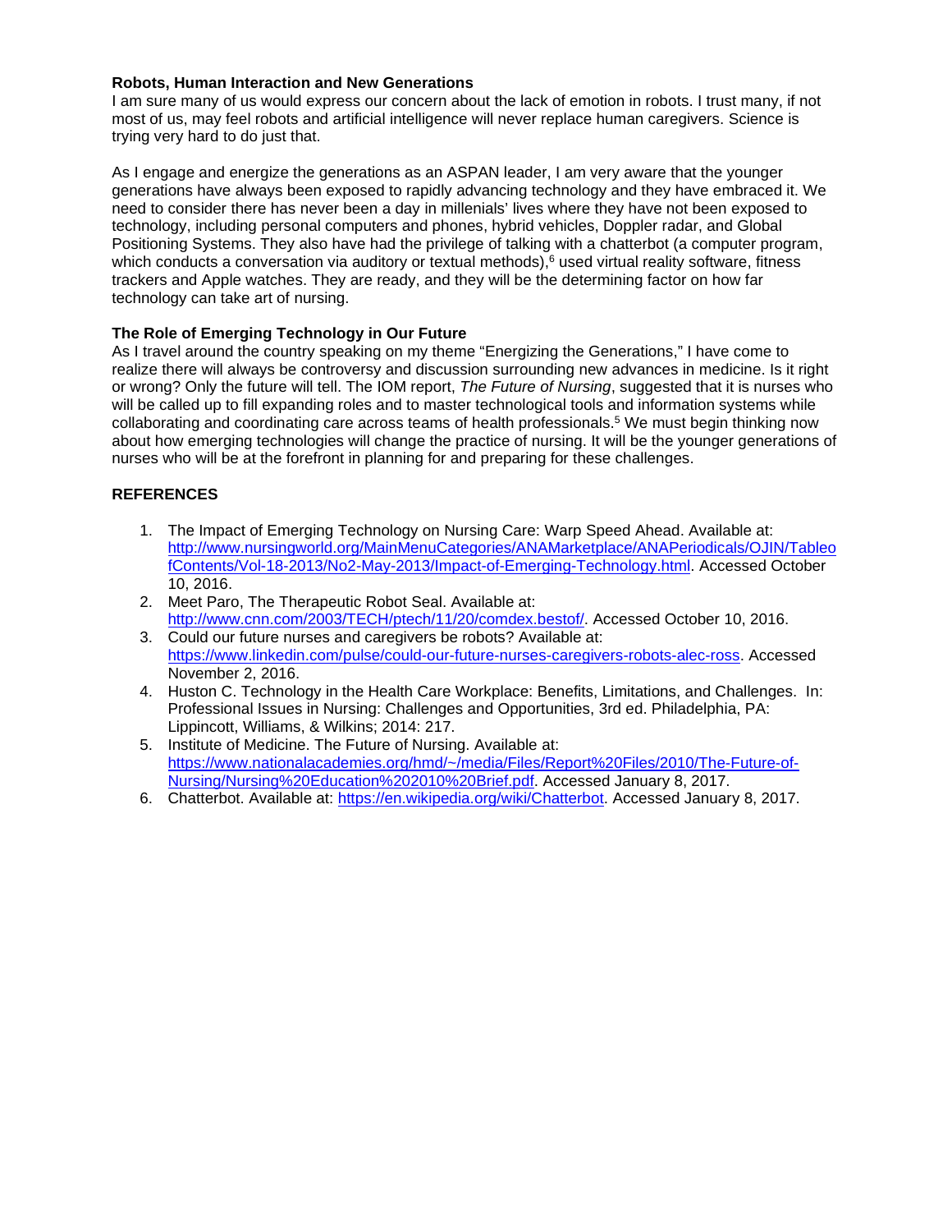**Robots, Human Interaction and New Generations**

I am sure many of us would express our concern about the lack of emotion in robots. I trust many, if not most of us, may feel robots and artificial intelligence will never replace human caregivers. Science is trying very hard to do just that.

As I engage and energize the generations as an ASPAN leader, I am very aware that the younger generations have always been exposed to rapidly advancing technology and they have embraced it. We need to consider there has never been a day in millenials' lives where they have not been exposed to technology, including personal computers and phones, hybrid vehicles, Doppler radar, and Global Positioning Systems. They also have had the privilege of talking with a chatterbot (a computer program, which conducts a conversation via auditory or textual methods),[6] used virtual reality software, fitness trackers and Apple watches. They are ready, and they will be the determining factor on how far technology can take art of nursing.

**The Role of Emerging Technology in Our Future**

As I travel around the country speaking on my theme "Energizing the Generations," I have come to realize there will always be controversy and discussion surrounding new advances in medicine. Is it right or wrong? Only the future will tell. The IOM report, *The Future of Nursing*, suggested that it is nurses who will be called up to fill expanding roles and to master technological tools and information systems while collaborating and coordinating care across teams of health professionals.[5] We must begin thinking now about how emerging technologies will change the practice of nursing. It will be the younger generations of nurses who will be at the forefront in planning for and preparing for these challenges.

**REFERENCES**

1. The Impact of Emerging Technology on Nursing Care: Warp Speed Ahead. Available at: http://www.nursingworld.org/MainMenuCategories/ANAMarketplace/ANAPeriodicals/OJIN/TableofContents/Vol-18-2013/No2-May-2013/Impact-of-Emerging-Technology.html. Accessed October 10, 2016.
2. Meet Paro, The Therapeutic Robot Seal. Available at: http://www.cnn.com/2003/TECH/ptech/11/20/comdex.bestof/. Accessed October 10, 2016.
3. Could our future nurses and caregivers be robots? Available at: https://www.linkedin.com/pulse/could-our-future-nurses-caregivers-robots-alec-ross. Accessed November 2, 2016.
4. Huston C. Technology in the Health Care Workplace: Benefits, Limitations, and Challenges. In: Professional Issues in Nursing: Challenges and Opportunities, 3rd ed. Philadelphia, PA: Lippincott, Williams, & Wilkins; 2014: 217.
5. Institute of Medicine. The Future of Nursing. Available at: https://www.nationalacademies.org/hmd/~/media/Files/Report%20Files/2010/The-Future-of-Nursing/Nursing%20Education%202010%20Brief.pdf. Accessed January 8, 2017.
6. Chatterbot. Available at: https://en.wikipedia.org/wiki/Chatterbot. Accessed January 8, 2017.